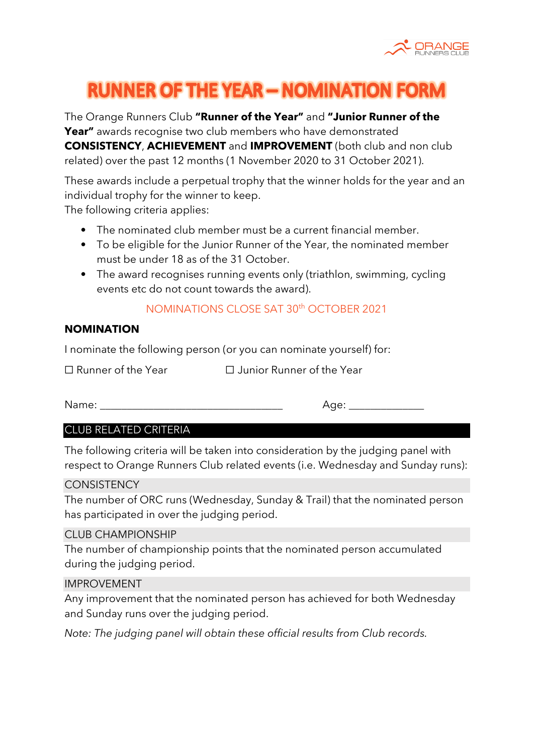# RUNNER OF THE YEAR – NOMINATION FORM

The Orange Runners Club **"Runner of the Year"** and **"Junior Runner of the Year"** awards recognise two club members who have demonstrated **CONSISTENCY**, **ACHIEVEMENT** and **IMPROVEMENT** (both club and non club related) over the past 12 months (1 November 2020 to 31 October 2021).

These awards include a perpetual trophy that the winner holds for the year and an individual trophy for the winner to keep.

The following criteria applies:

- The nominated club member must be a current financial member.
- To be eligible for the Junior Runner of the Year, the nominated member must be under 18 as of the 31 October.
- The award recognises running events only (triathlon, swimming, cycling events etc do not count towards the award).

NOMINATIONS CLOSE SAT 30th OCTOBER 2021

## NOMINATION

I nominate the following person (or you can nominate yourself) for:

☐ Runner of the Year ☐ Junior Runner of the Year

Name: ________________________________ Age: _____________

## CLUB RELATED CRITERIA

The following criteria will be taken into consideration by the judging panel with respect to Orange Runners Club related events (i.e. Wednesday and Sunday runs):

### CONSISTENCY

The number of ORC runs (Wednesday, Sunday & Trail) that the nominated person has participated in over the judging period.

### CLUB CHAMPIONSHIP

The number of championship points that the nominated person accumulated during the judging period.

### IMPROVEMENT

Any improvement that the nominated person has achieved for both Wednesday and Sunday runs over the judging period.

*Note: The judging panel will obtain these official results from Club records.*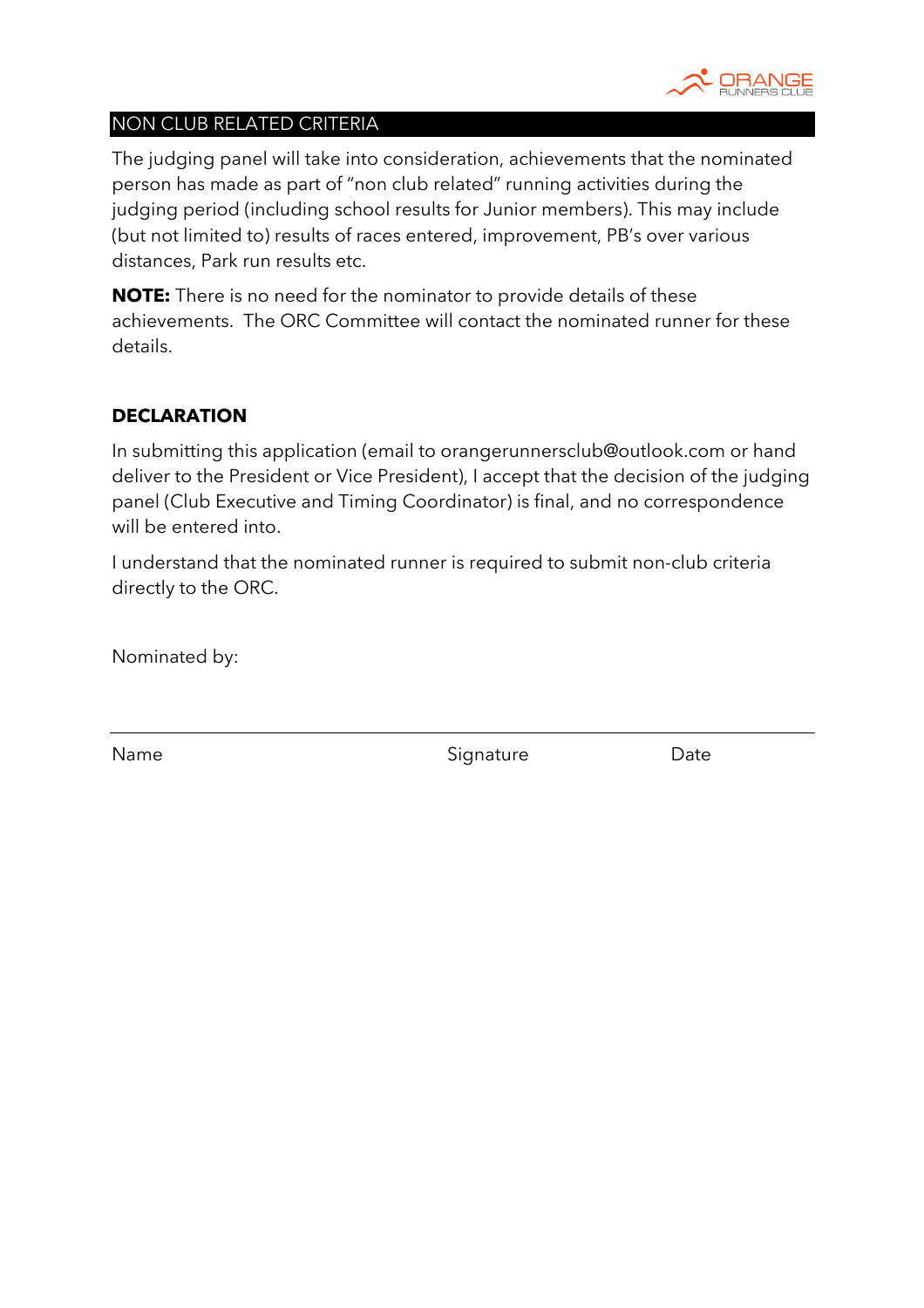## NON CLUB RELATED CRITERIA

The judging panel will take into consideration, achievements that the nominated person has made as part of "non club related" running activities during the judging period (including school results for Junior members). This may include (but not limited to) results of races entered, improvement, PB's over various distances, Park run results etc.

**NOTE:** There is no need for the nominator to provide details of these achievements. The ORC Committee will contact the nominated runner for these details.

**DECLARATION**

In submitting this application (email to orangerunnersclub@outlook.com or hand deliver to the President or Vice President), I accept that the decision of the judging panel (Club Executive and Timing Coordinator) is final, and no correspondence will be entered into.

I understand that the nominated runner is required to submit non-club criteria directly to the ORC.

Nominated by:

| Name | Signature | Date |
|---|---|---|